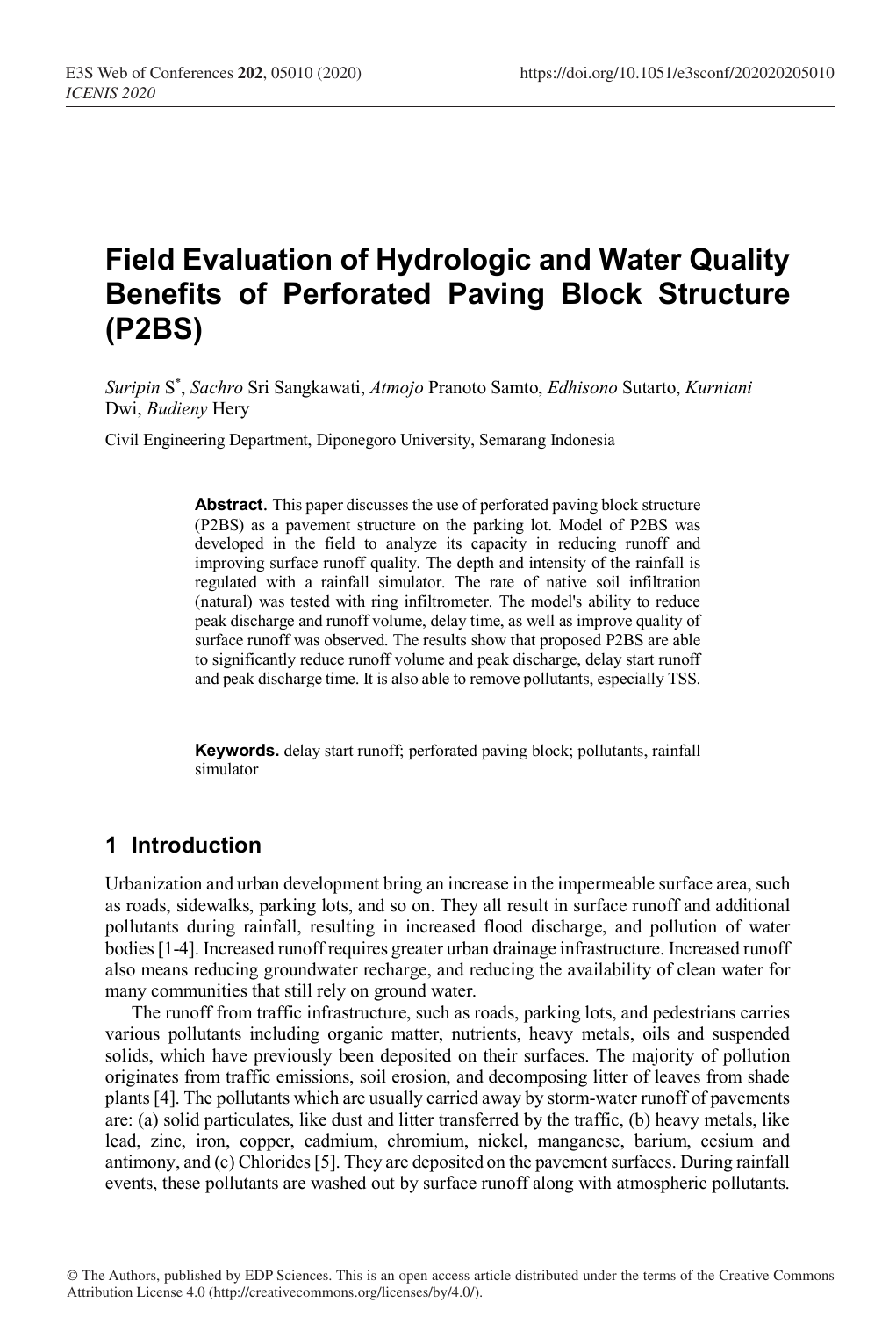# Field Evaluation of Hydrologic and Water Quality Benefits of Perforated Paving Block Structure (P2BS)

*Suripin* S*, *Sachro* Sri Sangkawati, *Atmojo* Pranoto Samto, *Edhisono* Sutarto, *Kurniani* Dwi, *Budieny* Hery

Civil Engineering Department, Diponegoro University, Semarang Indonesia

**Abstract.** This paper discusses the use of perforated paving block structure (P2BS) as a pavement structure on the parking lot. Model of P2BS was developed in the field to analyze its capacity in reducing runoff and improving surface runoff quality. The depth and intensity of the rainfall is regulated with a rainfall simulator. The rate of native soil infiltration (natural) was tested with ring infiltrometer. The model's ability to reduce peak discharge and runoff volume, delay time, as well as improve quality of surface runoff was observed. The results show that proposed P2BS are able to significantly reduce runoff volume and peak discharge, delay start runoff and peak discharge time. It is also able to remove pollutants, especially TSS.

**Keywords.** delay start runoff; perforated paving block; pollutants, rainfall simulator

## 1 Introduction

Urbanization and urban development bring an increase in the impermeable surface area, such as roads, sidewalks, parking lots, and so on. They all result in surface runoff and additional pollutants during rainfall, resulting in increased flood discharge, and pollution of water bodies [1-4]. Increased runoff requires greater urban drainage infrastructure. Increased runoff also means reducing groundwater recharge, and reducing the availability of clean water for many communities that still rely on ground water.

The runoff from traffic infrastructure, such as roads, parking lots, and pedestrians carries various pollutants including organic matter, nutrients, heavy metals, oils and suspended solids, which have previously been deposited on their surfaces. The majority of pollution originates from traffic emissions, soil erosion, and decomposing litter of leaves from shade plants [4]. The pollutants which are usually carried away by storm-water runoff of pavements are: (a) solid particulates, like dust and litter transferred by the traffic, (b) heavy metals, like lead, zinc, iron, copper, cadmium, chromium, nickel, manganese, barium, cesium and antimony, and (c) Chlorides [5]. They are deposited on the pavement surfaces. During rainfall events, these pollutants are washed out by surface runoff along with atmospheric pollutants.

© The Authors, published by EDP Sciences. This is an open access article distributed under the terms of the Creative Commons Attribution License 4.0 (http://creativecommons.org/licenses/by/4.0/).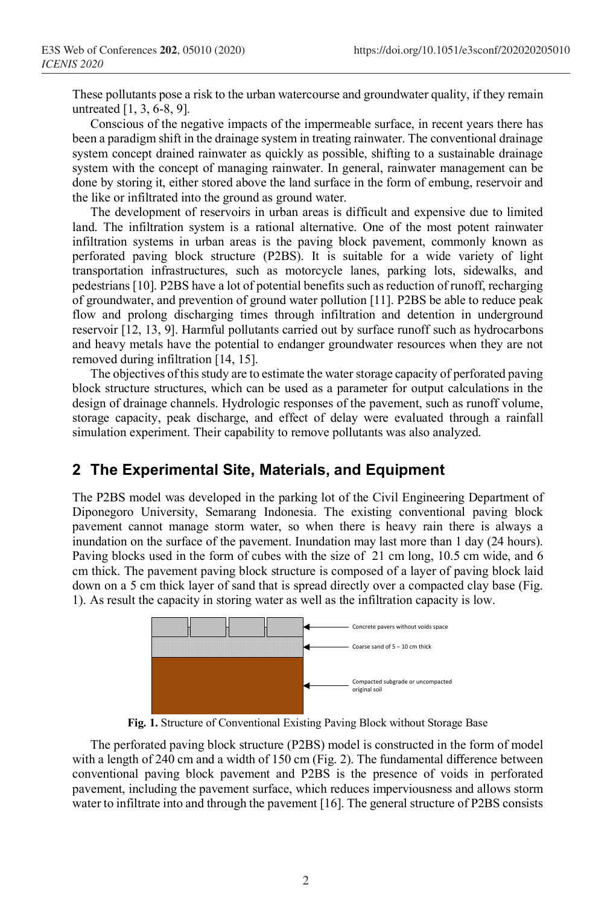These pollutants pose a risk to the urban watercourse and groundwater quality, if they remain untreated [1, 3, 6-8, 9].

Conscious of the negative impacts of the impermeable surface, in recent years there has been a paradigm shift in the drainage system in treating rainwater. The conventional drainage system concept drained rainwater as quickly as possible, shifting to a sustainable drainage system with the concept of managing rainwater. In general, rainwater management can be done by storing it, either stored above the land surface in the form of embung, reservoir and the like or infiltrated into the ground as ground water.

The development of reservoirs in urban areas is difficult and expensive due to limited land. The infiltration system is a rational alternative. One of the most potent rainwater infiltration systems in urban areas is the paving block pavement, commonly known as perforated paving block structure (P2BS). It is suitable for a wide variety of light transportation infrastructures, such as motorcycle lanes, parking lots, sidewalks, and pedestrians [10]. P2BS have a lot of potential benefits such as reduction of runoff, recharging of groundwater, and prevention of ground water pollution [11]. P2BS be able to reduce peak flow and prolong discharging times through infiltration and detention in underground reservoir [12, 13, 9]. Harmful pollutants carried out by surface runoff such as hydrocarbons and heavy metals have the potential to endanger groundwater resources when they are not removed during infiltration [14, 15].

The objectives of this study are to estimate the water storage capacity of perforated paving block structure structures, which can be used as a parameter for output calculations in the design of drainage channels. Hydrologic responses of the pavement, such as runoff volume, storage capacity, peak discharge, and effect of delay were evaluated through a rainfall simulation experiment. Their capability to remove pollutants was also analyzed.

## 2 The Experimental Site, Materials, and Equipment

The P2BS model was developed in the parking lot of the Civil Engineering Department of Diponegoro University, Semarang Indonesia. The existing conventional paving block pavement cannot manage storm water, so when there is heavy rain there is always a inundation on the surface of the pavement. Inundation may last more than 1 day (24 hours). Paving blocks used in the form of cubes with the size of 21 cm long, 10.5 cm wide, and 6 cm thick. The pavement paving block structure is composed of a layer of paving block laid down on a 5 cm thick layer of sand that is spread directly over a compacted clay base (Fig. 1). As result the capacity in storing water as well as the infiltration capacity is low.

Concrete pavers without voids space

Coarse sand of 5 – 10 cm thick

Compacted subgrade or uncompacted original soil

**Fig. 1.** Structure of Conventional Existing Paving Block without Storage Base

The perforated paving block structure (P2BS) model is constructed in the form of model with a length of 240 cm and a width of 150 cm (Fig. 2). The fundamental difference between conventional paving block pavement and P2BS is the presence of voids in perforated pavement, including the pavement surface, which reduces imperviousness and allows storm water to infiltrate into and through the pavement [16]. The general structure of P2BS consists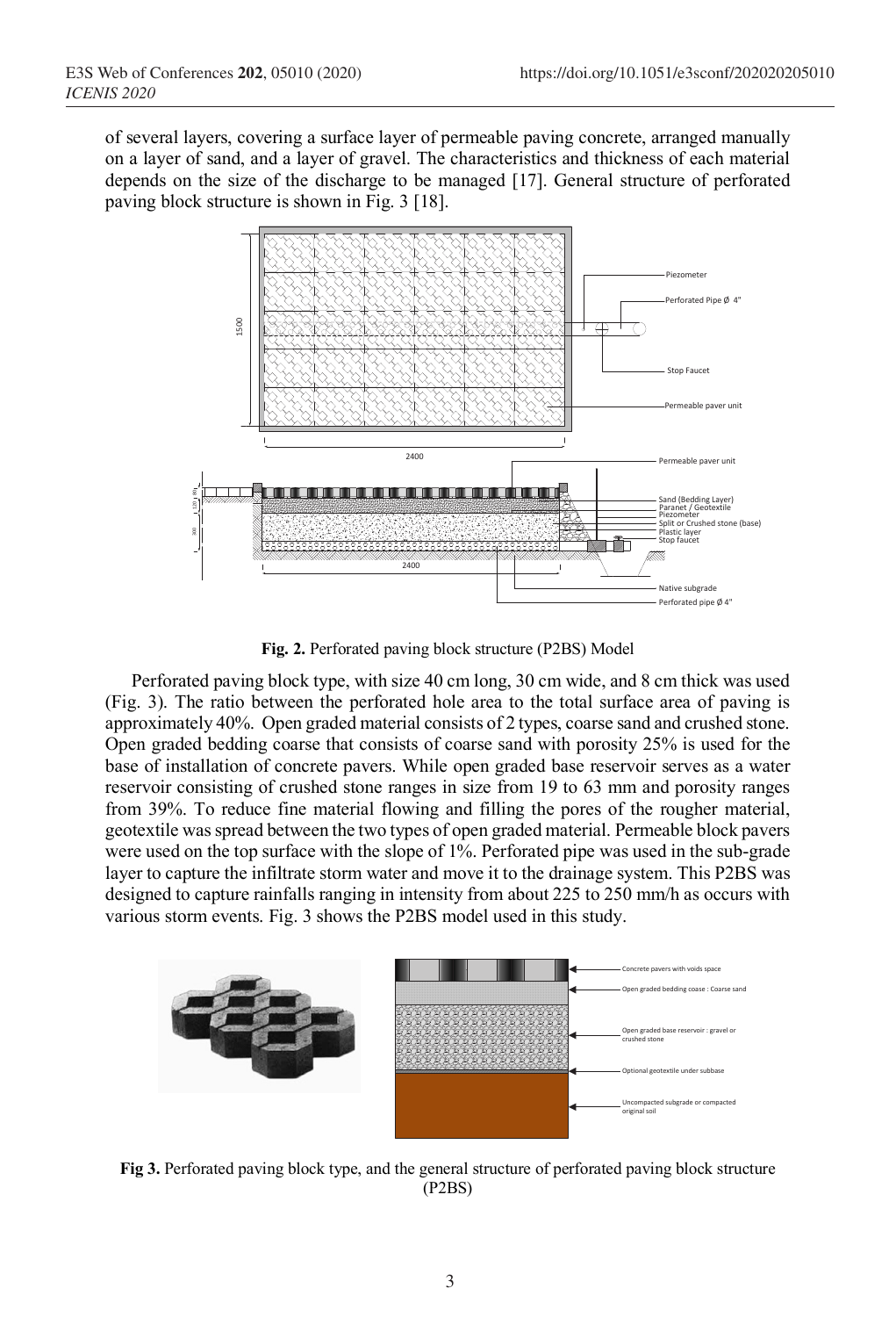of several layers, covering a surface layer of permeable paving concrete, arranged manually on a layer of sand, and a layer of gravel. The characteristics and thickness of each material depends on the size of the discharge to be managed [17]. General structure of perforated paving block structure is shown in Fig. 3 [18].

**Fig. 2.** Perforated paving block structure (P2BS) Model

Perforated paving block type, with size 40 cm long, 30 cm wide, and 8 cm thick was used (Fig. 3). The ratio between the perforated hole area to the total surface area of paving is approximately 40%. Open graded material consists of 2 types, coarse sand and crushed stone. Open graded bedding coarse that consists of coarse sand with porosity 25% is used for the base of installation of concrete pavers. While open graded base reservoir serves as a water reservoir consisting of crushed stone ranges in size from 19 to 63 mm and porosity ranges from 39%. To reduce fine material flowing and filling the pores of the rougher material, geotextile was spread between the two types of open graded material. Permeable block pavers were used on the top surface with the slope of 1%. Perforated pipe was used in the sub-grade layer to capture the infiltrate storm water and move it to the drainage system. This P2BS was designed to capture rainfalls ranging in intensity from about 225 to 250 mm/h as occurs with various storm events. Fig. 3 shows the P2BS model used in this study.

**Fig 3.** Perforated paving block type, and the general structure of perforated paving block structure (P2BS)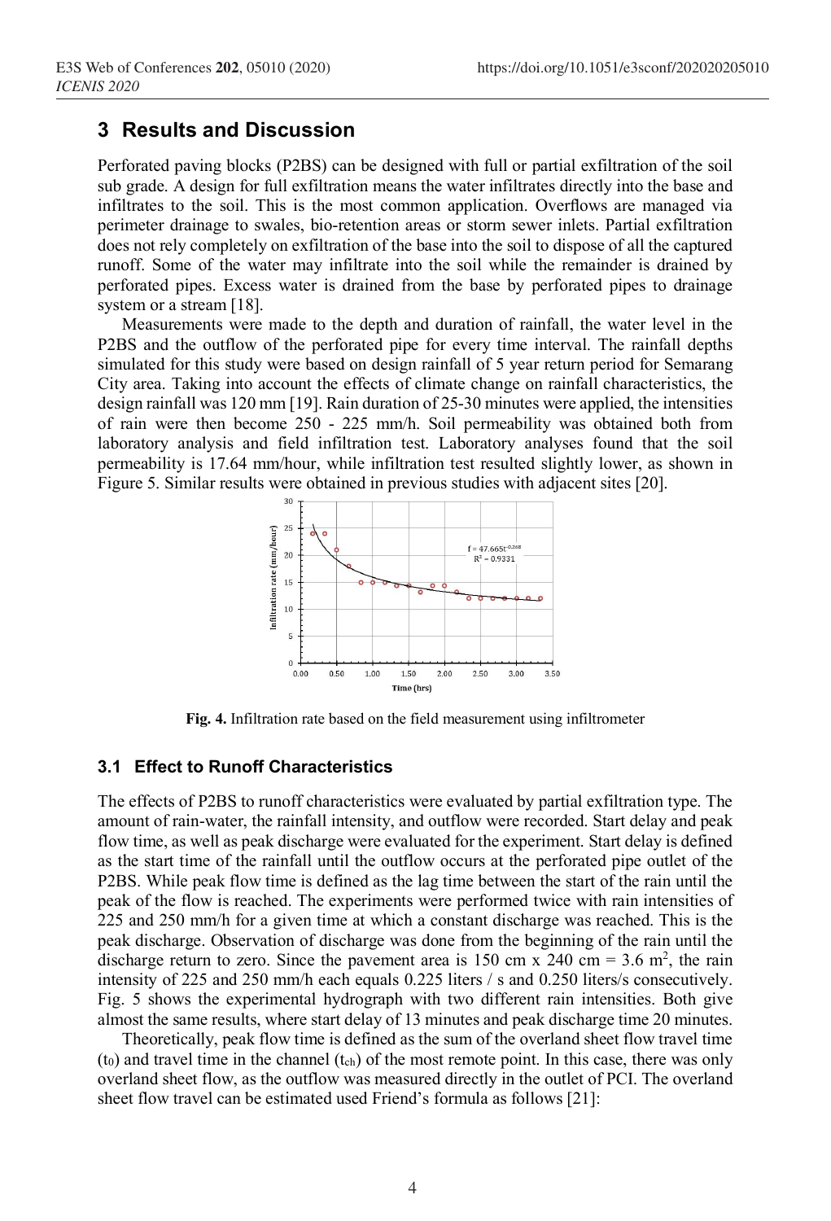## 3 Results and Discussion

Perforated paving blocks (P2BS) can be designed with full or partial exfiltration of the soil sub grade. A design for full exfiltration means the water infiltrates directly into the base and infiltrates to the soil. This is the most common application. Overflows are managed via perimeter drainage to swales, bio-retention areas or storm sewer inlets. Partial exfiltration does not rely completely on exfiltration of the base into the soil to dispose of all the captured runoff. Some of the water may infiltrate into the soil while the remainder is drained by perforated pipes. Excess water is drained from the base by perforated pipes to drainage system or a stream [18].

Measurements were made to the depth and duration of rainfall, the water level in the P2BS and the outflow of the perforated pipe for every time interval. The rainfall depths simulated for this study were based on design rainfall of 5 year return period for Semarang City area. Taking into account the effects of climate change on rainfall characteristics, the design rainfall was 120 mm [19]. Rain duration of 25-30 minutes were applied, the intensities of rain were then become 250 - 225 mm/h. Soil permeability was obtained both from laboratory analysis and field infiltration test. Laboratory analyses found that the soil permeability is 17.64 mm/hour, while infiltration test resulted slightly lower, as shown in Figure 5. Similar results were obtained in previous studies with adjacent sites [20].

**Fig. 4.** Infiltration rate based on the field measurement using infiltrometer

### 3.1 Effect to Runoff Characteristics

The effects of P2BS to runoff characteristics were evaluated by partial exfiltration type. The amount of rain-water, the rainfall intensity, and outflow were recorded. Start delay and peak flow time, as well as peak discharge were evaluated for the experiment. Start delay is defined as the start time of the rainfall until the outflow occurs at the perforated pipe outlet of the P2BS. While peak flow time is defined as the lag time between the start of the rain until the peak of the flow is reached. The experiments were performed twice with rain intensities of 225 and 250 mm/h for a given time at which a constant discharge was reached. This is the peak discharge. Observation of discharge was done from the beginning of the rain until the discharge return to zero. Since the pavement area is 150 cm x 240 cm = 3.6 m$^2$, the rain intensity of 225 and 250 mm/h each equals 0.225 liters / s and 0.250 liters/s consecutively. Fig. 5 shows the experimental hydrograph with two different rain intensities. Both give almost the same results, where start delay of 13 minutes and peak discharge time 20 minutes.

Theoretically, peak flow time is defined as the sum of the overland sheet flow travel time ($t_0$) and travel time in the channel ($t_{ch}$) of the most remote point. In this case, there was only overland sheet flow, as the outflow was measured directly in the outlet of PCI. The overland sheet flow travel can be estimated used Friend's formula as follows [21]: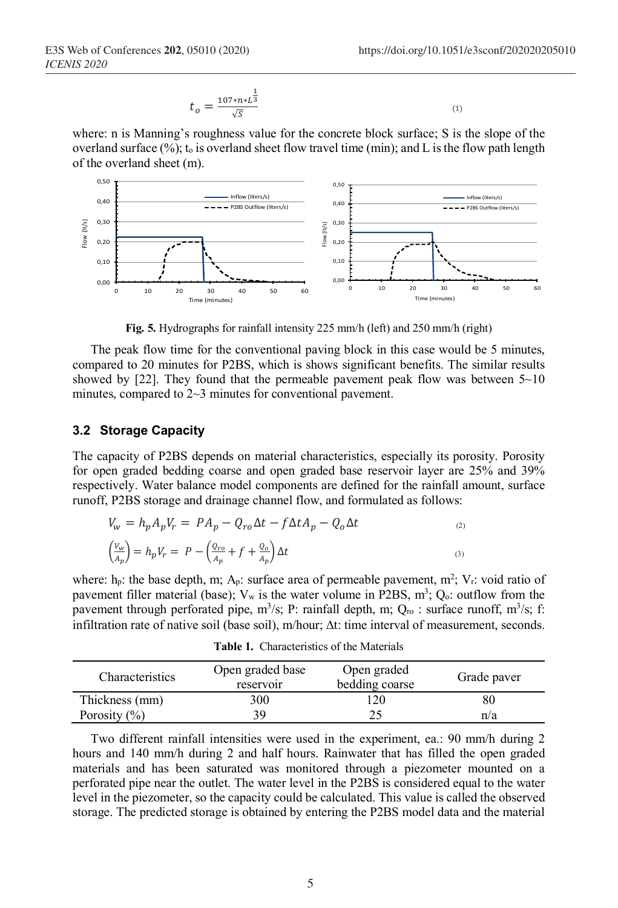$$t_o = \frac{107 * n * L^{\frac{1}{3}}}{\sqrt{S}} \tag{1}$$

where: n is Manning's roughness value for the concrete block surface; S is the slope of the overland surface (%); $t_o$ is overland sheet flow travel time (min); and L is the flow path length of the overland sheet (m).

**Fig. 5.** Hydrographs for rainfall intensity 225 mm/h (left) and 250 mm/h (right)

The peak flow time for the conventional paving block in this case would be 5 minutes, compared to 20 minutes for P2BS, which is shows significant benefits. The similar results showed by [22]. They found that the permeable pavement peak flow was between 5~10 minutes, compared to 2~3 minutes for conventional pavement.

### 3.2 Storage Capacity

The capacity of P2BS depends on material characteristics, especially its porosity. Porosity for open graded bedding coarse and open graded base reservoir layer are 25% and 39% respectively. Water balance model components are defined for the rainfall amount, surface runoff, P2BS storage and drainage channel flow, and formulated as follows:

$$V_w = h_p A_p V_r = P A_p - Q_{ro} \Delta t - f \Delta t A_p - Q_o \Delta t \tag{2}$$

$$\left(\frac{V_w}{A_p}\right) = h_p V_r = P - \left(\frac{Q_{ro}}{A_p} + f + \frac{Q_o}{A_p}\right) \Delta t \tag{3}$$

where: $h_p$: the base depth, m; $A_p$: surface area of permeable pavement, m$^2$; $V_r$: void ratio of pavement filler material (base); $V_w$ is the water volume in P2BS, m$^3$; $Q_o$: outflow from the pavement through perforated pipe, m$^3$/s; P: rainfall depth, m; $Q_{ro}$ : surface runoff, m$^3$/s; f: infiltration rate of native soil (base soil), m/hour; $\Delta$t: time interval of measurement, seconds.

**Table 1.** Characteristics of the Materials

| Characteristics | Open graded base reservoir | Open graded bedding coarse | Grade paver |
|---|---|---|---|
| Thickness (mm) | 300 | 120 | 80 |
| Porosity (%) | 39 | 25 | n/a |

Two different rainfall intensities were used in the experiment, ea.: 90 mm/h during 2 hours and 140 mm/h during 2 and half hours. Rainwater that has filled the open graded materials and has been saturated was monitored through a piezometer mounted on a perforated pipe near the outlet. The water level in the P2BS is considered equal to the water level in the piezometer, so the capacity could be calculated. This value is called the observed storage. The predicted storage is obtained by entering the P2BS model data and the material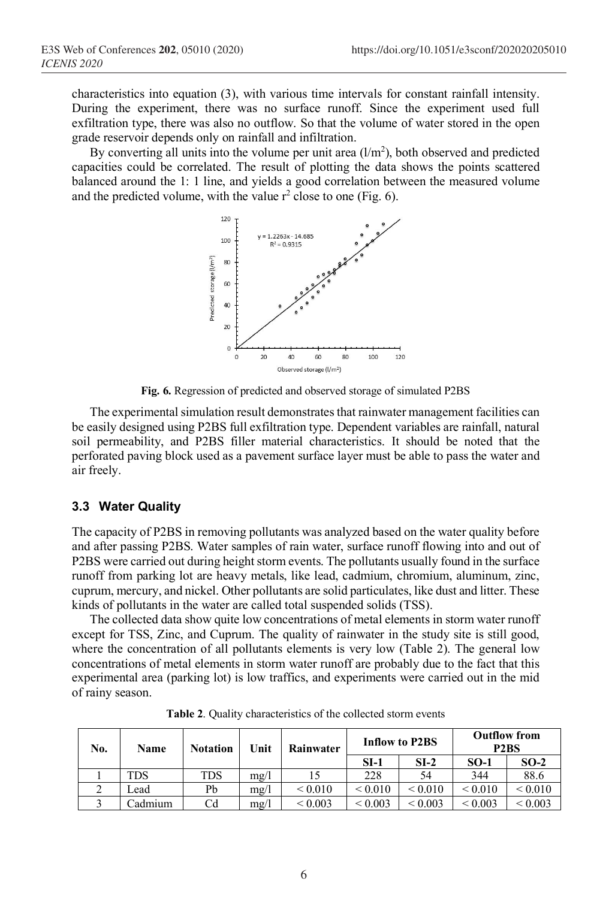characteristics into equation (3), with various time intervals for constant rainfall intensity. During the experiment, there was no surface runoff. Since the experiment used full exfiltration type, there was also no outflow. So that the volume of water stored in the open grade reservoir depends only on rainfall and infiltration.

By converting all units into the volume per unit area ($l/m^2$), both observed and predicted capacities could be correlated. The result of plotting the data shows the points scattered balanced around the 1: 1 line, and yields a good correlation between the measured volume and the predicted volume, with the value $r^2$ close to one (Fig. 6).

**Fig. 6.** Regression of predicted and observed storage of simulated P2BS

The experimental simulation result demonstrates that rainwater management facilities can be easily designed using P2BS full exfiltration type. Dependent variables are rainfall, natural soil permeability, and P2BS filler material characteristics. It should be noted that the perforated paving block used as a pavement surface layer must be able to pass the water and air freely.

### 3.3 Water Quality

The capacity of P2BS in removing pollutants was analyzed based on the water quality before and after passing P2BS. Water samples of rain water, surface runoff flowing into and out of P2BS were carried out during height storm events. The pollutants usually found in the surface runoff from parking lot are heavy metals, like lead, cadmium, chromium, aluminum, zinc, cuprum, mercury, and nickel. Other pollutants are solid particulates, like dust and litter. These kinds of pollutants in the water are called total suspended solids (TSS).

The collected data show quite low concentrations of metal elements in storm water runoff except for TSS, Zinc, and Cuprum. The quality of rainwater in the study site is still good, where the concentration of all pollutants elements is very low (Table 2). The general low concentrations of metal elements in storm water runoff are probably due to the fact that this experimental area (parking lot) is low traffics, and experiments were carried out in the mid of rainy season.

**Table 2**. Quality characteristics of the collected storm events

| No. | Name | Notation | Unit | Rainwater | Inflow to P2BS | | Outflow from P2BS | |
|---|---|---|---|---|---|---|---|---|
| | | | | | SI-1 | SI-2 | SO-1 | SO-2 |
| 1 | TDS | TDS | mg/l | 15 | 228 | 54 | 344 | 88.6 |
| 2 | Lead | Pb | mg/l | < 0.010 | < 0.010 | < 0.010 | < 0.010 | < 0.010 |
| 3 | Cadmium | Cd | mg/l | < 0.003 | < 0.003 | < 0.003 | < 0.003 | < 0.003 |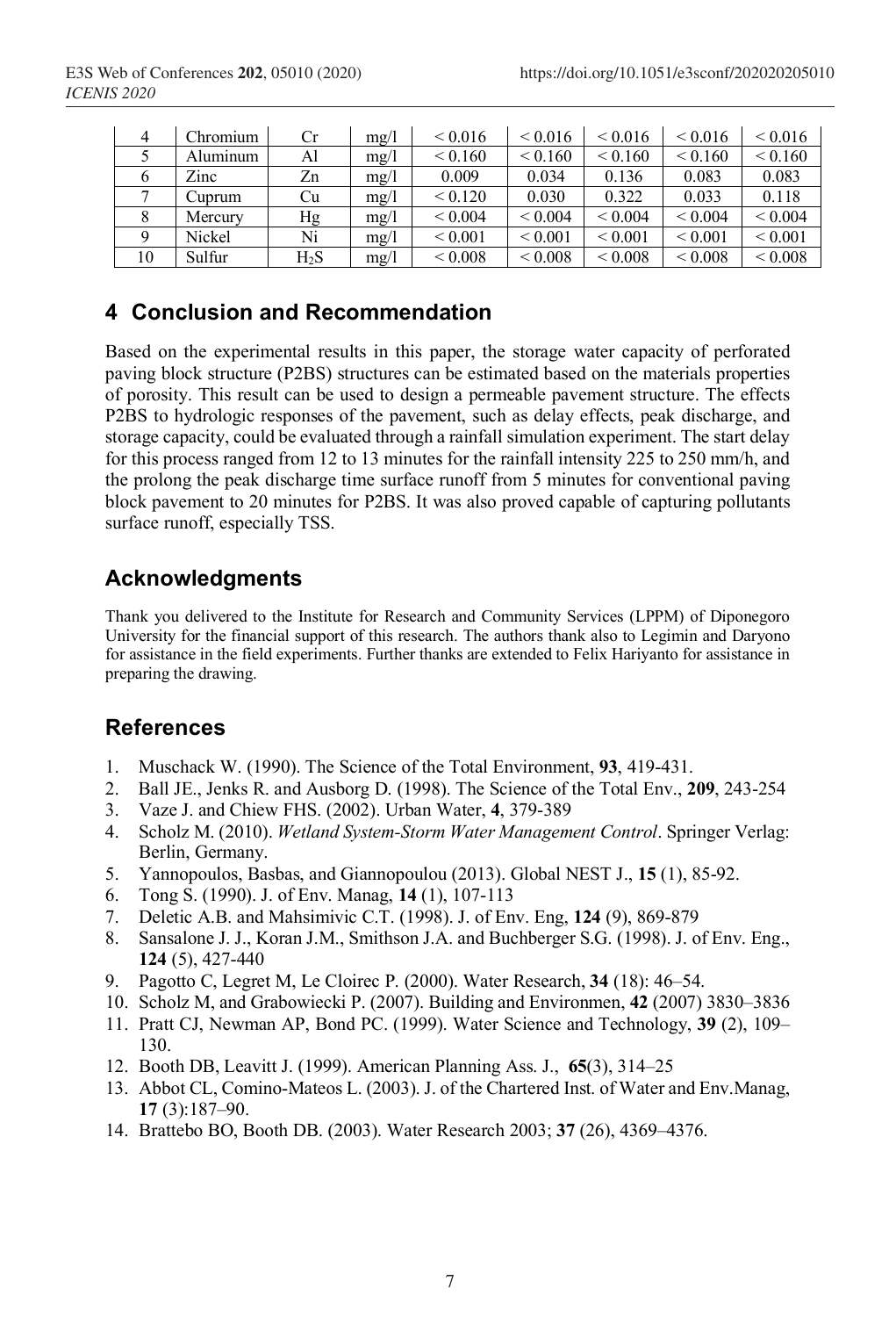| 4 | Chromium | Cr | mg/l | < 0.016 | < 0.016 | < 0.016 | < 0.016 | < 0.016 |
|---|---|---|---|---|---|---|---|---|
| 5 | Aluminum | Al | mg/l | < 0.160 | < 0.160 | < 0.160 | < 0.160 | < 0.160 |
| 6 | Zinc | Zn | mg/l | 0.009 | 0.034 | 0.136 | 0.083 | 0.083 |
| 7 | Cuprum | Cu | mg/l | < 0.120 | 0.030 | 0.322 | 0.033 | 0.118 |
| 8 | Mercury | Hg | mg/l | < 0.004 | < 0.004 | < 0.004 | < 0.004 | < 0.004 |
| 9 | Nickel | Ni | mg/l | < 0.001 | < 0.001 | < 0.001 | < 0.001 | < 0.001 |
| 10 | Sulfur | $H_2S$ | mg/l | < 0.008 | < 0.008 | < 0.008 | < 0.008 | < 0.008 |

## 4 Conclusion and Recommendation

Based on the experimental results in this paper, the storage water capacity of perforated paving block structure (P2BS) structures can be estimated based on the materials properties of porosity. This result can be used to design a permeable pavement structure. The effects P2BS to hydrologic responses of the pavement, such as delay effects, peak discharge, and storage capacity, could be evaluated through a rainfall simulation experiment. The start delay for this process ranged from 12 to 13 minutes for the rainfall intensity 225 to 250 mm/h, and the prolong the peak discharge time surface runoff from 5 minutes for conventional paving block pavement to 20 minutes for P2BS. It was also proved capable of capturing pollutants surface runoff, especially TSS.

## Acknowledgments

Thank you delivered to the Institute for Research and Community Services (LPPM) of Diponegoro University for the financial support of this research. The authors thank also to Legimin and Daryono for assistance in the field experiments. Further thanks are extended to Felix Hariyanto for assistance in preparing the drawing.

## References

1. Muschack W. (1990). The Science of the Total Environment, **93**, 419-431.
2. Ball JE., Jenks R. and Ausborg D. (1998). The Science of the Total Env., **209**, 243-254
3. Vaze J. and Chiew FHS. (2002). Urban Water, **4**, 379-389
4. Scholz M. (2010). *Wetland System-Storm Water Management Control*. Springer Verlag: Berlin, Germany.
5. Yannopoulos, Basbas, and Giannopoulou (2013). Global NEST J., **15** (1), 85-92.
6. Tong S. (1990). J. of Env. Manag, **14** (1), 107-113
7. Deletic A.B. and Mahsimivic C.T. (1998). J. of Env. Eng, **124** (9), 869-879
8. Sansalone J. J., Koran J.M., Smithson J.A. and Buchberger S.G. (1998). J. of Env. Eng., **124** (5), 427-440
9. Pagotto C, Legret M, Le Cloirec P. (2000). Water Research, **34** (18): 46–54.
10. Scholz M, and Grabowiecki P. (2007). Building and Environmen, **42** (2007) 3830–3836
11. Pratt CJ, Newman AP, Bond PC. (1999). Water Science and Technology, **39** (2), 109–130.
12. Booth DB, Leavitt J. (1999). American Planning Ass. J., **65**(3), 314–25
13. Abbot CL, Comino-Mateos L. (2003). J. of the Chartered Inst. of Water and Env.Manag, **17** (3):187–90.
14. Brattebo BO, Booth DB. (2003). Water Research 2003; **37** (26), 4369–4376.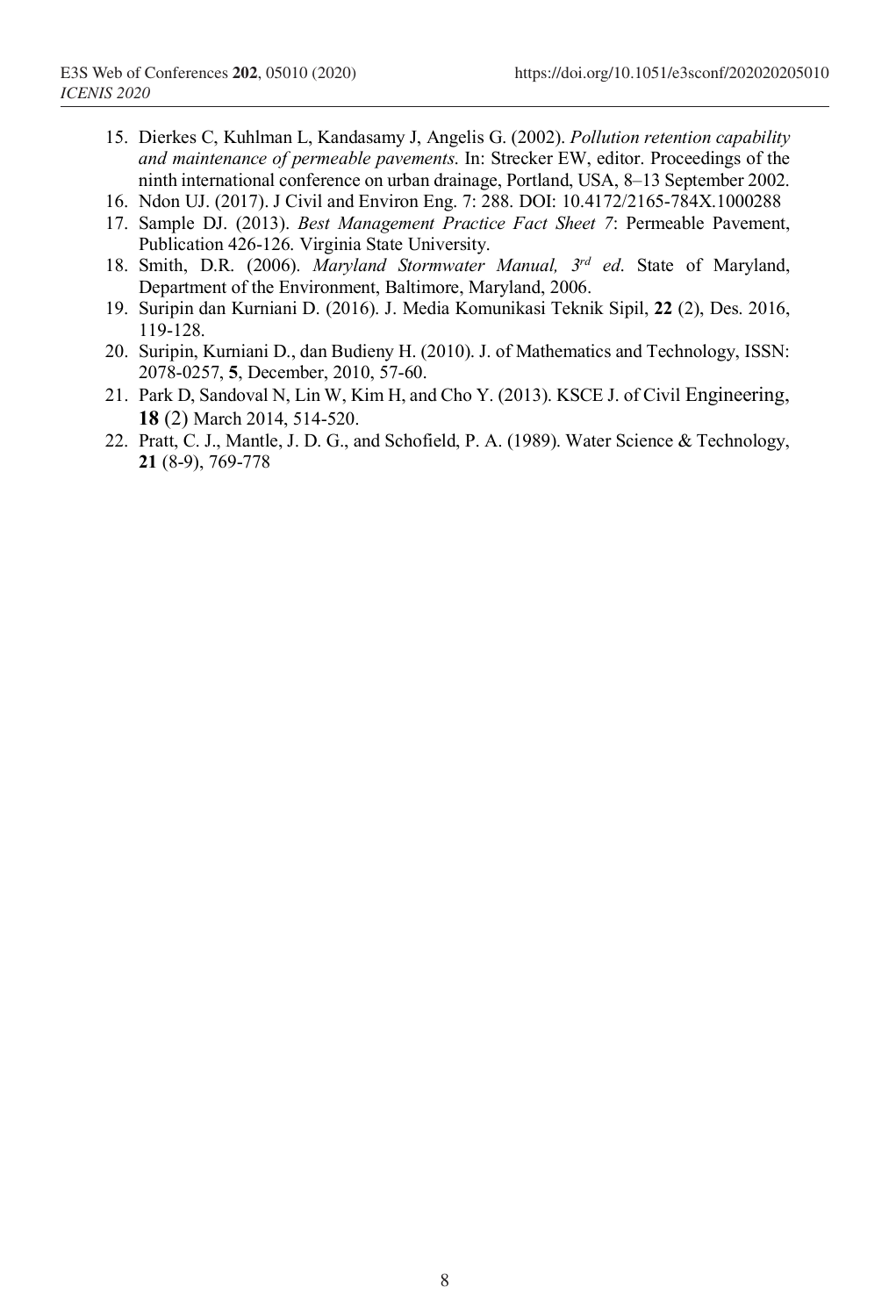15. Dierkes C, Kuhlman L, Kandasamy J, Angelis G. (2002). *Pollution retention capability and maintenance of permeable pavements*. In: Strecker EW, editor. Proceedings of the ninth international conference on urban drainage, Portland, USA, 8–13 September 2002.
16. Ndon UJ. (2017). J Civil and Environ Eng. 7: 288. DOI: 10.4172/2165-784X.1000288
17. Sample DJ. (2013). *Best Management Practice Fact Sheet 7*: Permeable Pavement, Publication 426-126. Virginia State University.
18. Smith, D.R. (2006). *Maryland Stormwater Manual, 3rd ed*. State of Maryland, Department of the Environment, Baltimore, Maryland, 2006.
19. Suripin dan Kurniani D. (2016). J. Media Komunikasi Teknik Sipil, **22** (2), Des. 2016, 119-128.
20. Suripin, Kurniani D., dan Budieny H. (2010). J. of Mathematics and Technology, ISSN: 2078-0257, **5**, December, 2010, 57-60.
21. Park D, Sandoval N, Lin W, Kim H, and Cho Y. (2013). KSCE J. of Civil Engineering, **18** (2) March 2014, 514-520.
22. Pratt, C. J., Mantle, J. D. G., and Schofield, P. A. (1989). Water Science & Technology, **21** (8-9), 769-778